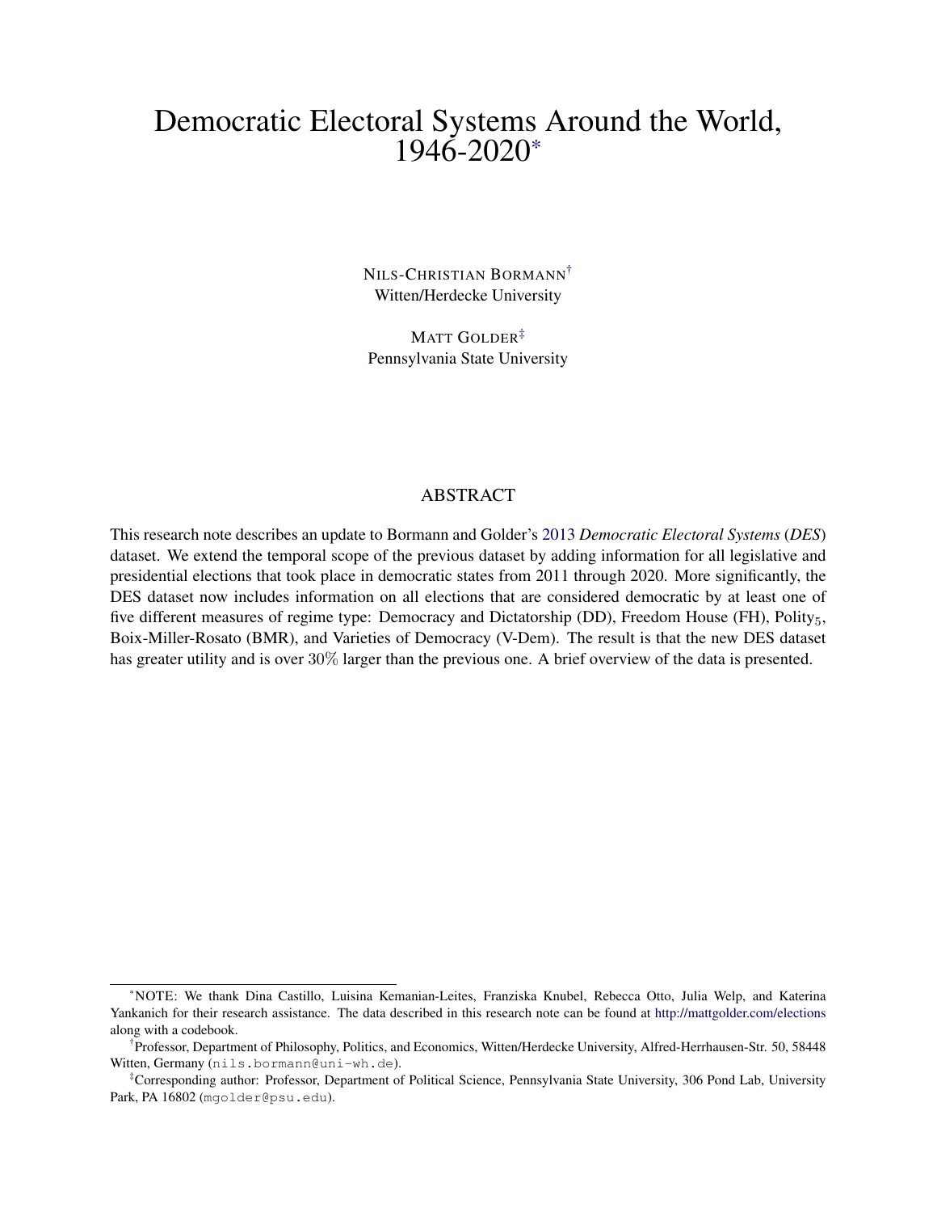# Democratic Electoral Systems Around the World, 1946-2020[*]

NILS-CHRISTIAN BORMANN[†]
Witten/Herdecke University

MATT GOLDER[‡]
Pennsylvania State University

## ABSTRACT

This research note describes an update to Bormann and Golder's 2013 *Democratic Electoral Systems* (*DES*) dataset. We extend the temporal scope of the previous dataset by adding information for all legislative and presidential elections that took place in democratic states from 2011 through 2020. More significantly, the DES dataset now includes information on all elections that are considered democratic by at least one of five different measures of regime type: Democracy and Dictatorship (DD), Freedom House (FH), Polity$_5$, Boix-Miller-Rosato (BMR), and Varieties of Democracy (V-Dem). The result is that the new DES dataset has greater utility and is over $30\%$ larger than the previous one. A brief overview of the data is presented.

---

[*]NOTE: We thank Dina Castillo, Luisina Kemanian-Leites, Franziska Knubel, Rebecca Otto, Julia Welp, and Katerina Yankanich for their research assistance. The data described in this research note can be found at http://mattgolder.com/elections along with a codebook.

[†]Professor, Department of Philosophy, Politics, and Economics, Witten/Herdecke University, Alfred-Herrhausen-Str. 50, 58448 Witten, Germany (nils.bormann@uni-wh.de).

[‡]Corresponding author: Professor, Department of Political Science, Pennsylvania State University, 306 Pond Lab, University Park, PA 16802 (mgolder@psu.edu).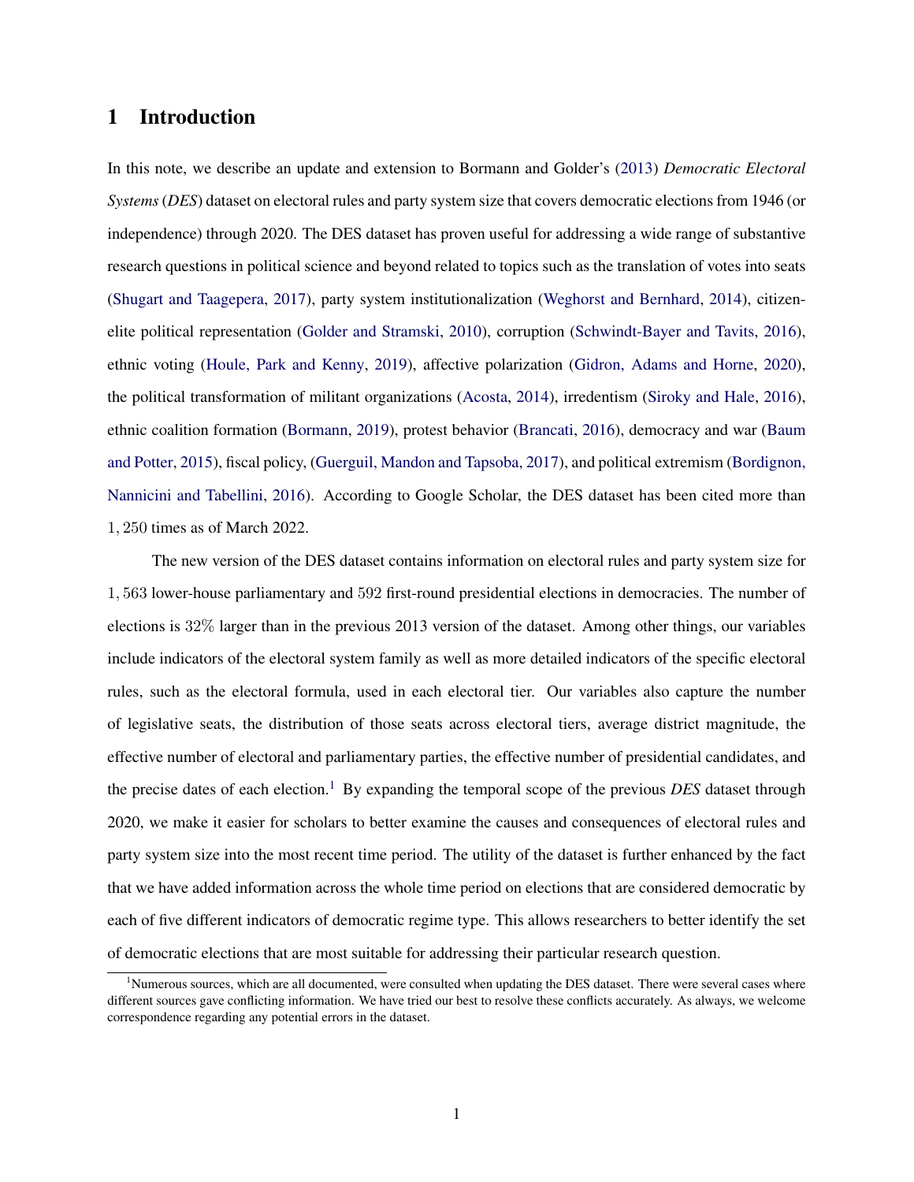## 1 Introduction

In this note, we describe an update and extension to Bormann and Golder's (2013) *Democratic Electoral Systems* (*DES*) dataset on electoral rules and party system size that covers democratic elections from 1946 (or independence) through 2020. The DES dataset has proven useful for addressing a wide range of substantive research questions in political science and beyond related to topics such as the translation of votes into seats (Shugart and Taagepera, 2017), party system institutionalization (Weghorst and Bernhard, 2014), citizen-elite political representation (Golder and Stramski, 2010), corruption (Schwindt-Bayer and Tavits, 2016), ethnic voting (Houle, Park and Kenny, 2019), affective polarization (Gidron, Adams and Horne, 2020), the political transformation of militant organizations (Acosta, 2014), irredentism (Siroky and Hale, 2016), ethnic coalition formation (Bormann, 2019), protest behavior (Brancati, 2016), democracy and war (Baum and Potter, 2015), fiscal policy, (Guerguil, Mandon and Tapsoba, 2017), and political extremism (Bordignon, Nannicini and Tabellini, 2016). According to Google Scholar, the DES dataset has been cited more than $1,250$ times as of March 2022.

The new version of the DES dataset contains information on electoral rules and party system size for $1,563$ lower-house parliamentary and $592$ first-round presidential elections in democracies. The number of elections is $32\%$ larger than in the previous 2013 version of the dataset. Among other things, our variables include indicators of the electoral system family as well as more detailed indicators of the specific electoral rules, such as the electoral formula, used in each electoral tier. Our variables also capture the number of legislative seats, the distribution of those seats across electoral tiers, average district magnitude, the effective number of electoral and parliamentary parties, the effective number of presidential candidates, and the precise dates of each election.[1] By expanding the temporal scope of the previous *DES* dataset through 2020, we make it easier for scholars to better examine the causes and consequences of electoral rules and party system size into the most recent time period. The utility of the dataset is further enhanced by the fact that we have added information across the whole time period on elections that are considered democratic by each of five different indicators of democratic regime type. This allows researchers to better identify the set of democratic elections that are most suitable for addressing their particular research question.

[1] Numerous sources, which are all documented, were consulted when updating the DES dataset. There were several cases where different sources gave conflicting information. We have tried our best to resolve these conflicts accurately. As always, we welcome correspondence regarding any potential errors in the dataset.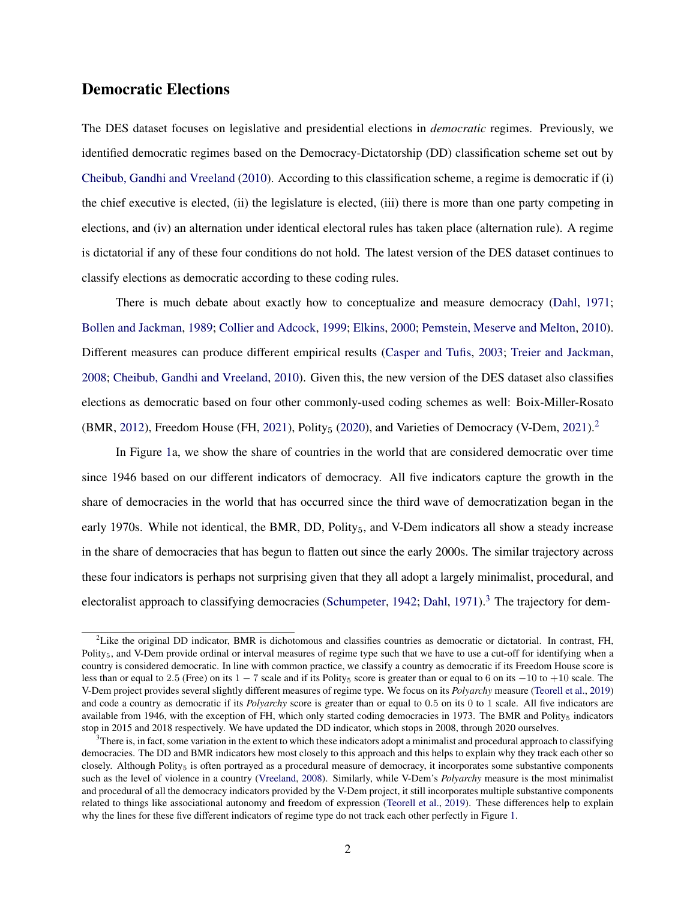## Democratic Elections

The DES dataset focuses on legislative and presidential elections in *democratic* regimes. Previously, we identified democratic regimes based on the Democracy-Dictatorship (DD) classification scheme set out by Cheibub, Gandhi and Vreeland (2010). According to this classification scheme, a regime is democratic if (i) the chief executive is elected, (ii) the legislature is elected, (iii) there is more than one party competing in elections, and (iv) an alternation under identical electoral rules has taken place (alternation rule). A regime is dictatorial if any of these four conditions do not hold. The latest version of the DES dataset continues to classify elections as democratic according to these coding rules.

There is much debate about exactly how to conceptualize and measure democracy (Dahl, 1971; Bollen and Jackman, 1989; Collier and Adcock, 1999; Elkins, 2000; Pemstein, Meserve and Melton, 2010). Different measures can produce different empirical results (Casper and Tufis, 2003; Treier and Jackman, 2008; Cheibub, Gandhi and Vreeland, 2010). Given this, the new version of the DES dataset also classifies elections as democratic based on four other commonly-used coding schemes as well: Boix-Miller-Rosato (BMR, 2012), Freedom House (FH, 2021), Polity$_5$ (2020), and Varieties of Democracy (V-Dem, 2021).[2]

In Figure 1a, we show the share of countries in the world that are considered democratic over time since 1946 based on our different indicators of democracy. All five indicators capture the growth in the share of democracies in the world that has occurred since the third wave of democratization began in the early 1970s. While not identical, the BMR, DD, Polity$_5$, and V-Dem indicators all show a steady increase in the share of democracies that has begun to flatten out since the early 2000s. The similar trajectory across these four indicators is perhaps not surprising given that they all adopt a largely minimalist, procedural, and electoralist approach to classifying democracies (Schumpeter, 1942; Dahl, 1971).[3] The trajectory for dem-

[2]Like the original DD indicator, BMR is dichotomous and classifies countries as democratic or dictatorial. In contrast, FH, Polity$_5$, and V-Dem provide ordinal or interval measures of regime type such that we have to use a cut-off for identifying when a country is considered democratic. In line with common practice, we classify a country as democratic if its Freedom House score is less than or equal to 2.5 (Free) on its $1-7$ scale and if its Polity$_5$ score is greater than or equal to 6 on its $-10$ to $+10$ scale. The V-Dem project provides several slightly different measures of regime type. We focus on its *Polyarchy* measure (Teorell et al., 2019) and code a country as democratic if its *Polyarchy* score is greater than or equal to 0.5 on its 0 to 1 scale. All five indicators are available from 1946, with the exception of FH, which only started coding democracies in 1973. The BMR and Polity$_5$ indicators stop in 2015 and 2018 respectively. We have updated the DD indicator, which stops in 2008, through 2020 ourselves.

[3]There is, in fact, some variation in the extent to which these indicators adopt a minimalist and procedural approach to classifying democracies. The DD and BMR indicators hew most closely to this approach and this helps to explain why they track each other so closely. Although Polity$_5$ is often portrayed as a procedural measure of democracy, it incorporates some substantive components such as the level of violence in a country (Vreeland, 2008). Similarly, while V-Dem's *Polyarchy* measure is the most minimalist and procedural of all the democracy indicators provided by the V-Dem project, it still incorporates multiple substantive components related to things like associational autonomy and freedom of expression (Teorell et al., 2019). These differences help to explain why the lines for these five different indicators of regime type do not track each other perfectly in Figure 1.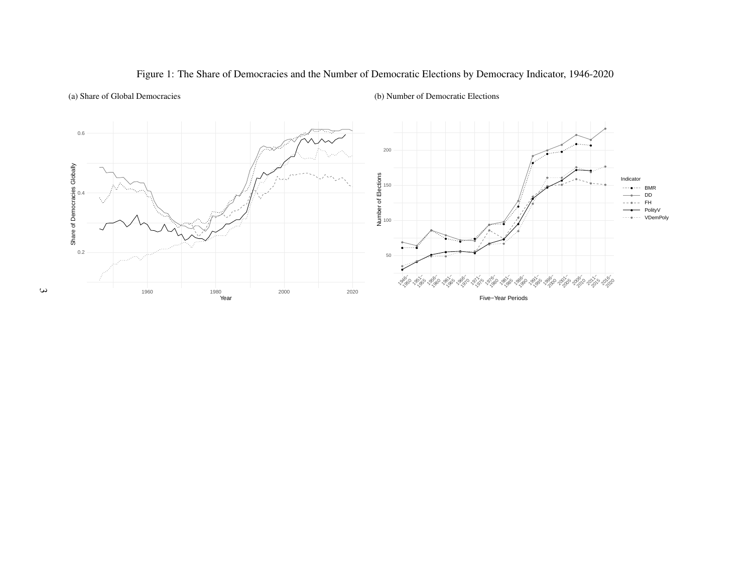Figure 1: The Share of Democracies and the Number of Democratic Elections by Democracy Indicator, 1946-2020

(a) Share of Global Democracies

(b) Number of Democratic Elections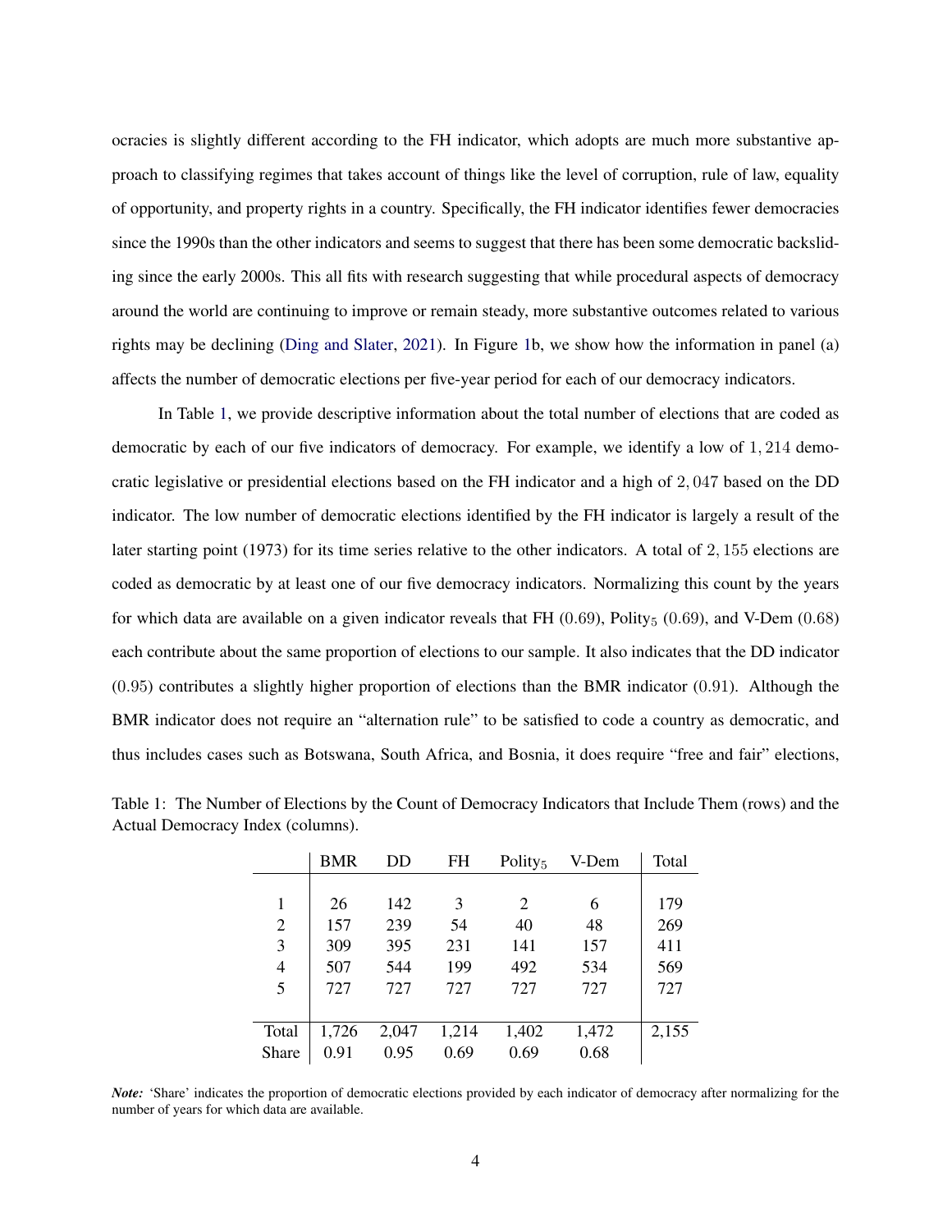ocracies is slightly different according to the FH indicator, which adopts are much more substantive approach to classifying regimes that takes account of things like the level of corruption, rule of law, equality of opportunity, and property rights in a country. Specifically, the FH indicator identifies fewer democracies since the 1990s than the other indicators and seems to suggest that there has been some democratic backsliding since the early 2000s. This all fits with research suggesting that while procedural aspects of democracy around the world are continuing to improve or remain steady, more substantive outcomes related to various rights may be declining (Ding and Slater, 2021). In Figure 1b, we show how the information in panel (a) affects the number of democratic elections per five-year period for each of our democracy indicators.

In Table 1, we provide descriptive information about the total number of elections that are coded as democratic by each of our five indicators of democracy. For example, we identify a low of $1,214$ democratic legislative or presidential elections based on the FH indicator and a high of $2,047$ based on the DD indicator. The low number of democratic elections identified by the FH indicator is largely a result of the later starting point (1973) for its time series relative to the other indicators. A total of $2,155$ elections are coded as democratic by at least one of our five democracy indicators. Normalizing this count by the years for which data are available on a given indicator reveals that FH $(0.69)$, Polity$_5$ $(0.69)$, and V-Dem $(0.68)$ each contribute about the same proportion of elections to our sample. It also indicates that the DD indicator $(0.95)$ contributes a slightly higher proportion of elections than the BMR indicator $(0.91)$. Although the BMR indicator does not require an "alternation rule" to be satisfied to code a country as democratic, and thus includes cases such as Botswana, South Africa, and Bosnia, it does require "free and fair" elections,

Table 1: The Number of Elections by the Count of Democracy Indicators that Include Them (rows) and the Actual Democracy Index (columns).

| | BMR | DD | FH | Polity$_5$ | V-Dem | Total |
|---|---|---|---|---|---|---|
| 1 | 26 | 142 | 3 | 2 | 6 | 179 |
| 2 | 157 | 239 | 54 | 40 | 48 | 269 |
| 3 | 309 | 395 | 231 | 141 | 157 | 411 |
| 4 | 507 | 544 | 199 | 492 | 534 | 569 |
| 5 | 727 | 727 | 727 | 727 | 727 | 727 |
| Total | 1,726 | 2,047 | 1,214 | 1,402 | 1,472 | 2,155 |
| Share | 0.91 | 0.95 | 0.69 | 0.69 | 0.68 | |

*Note:* 'Share' indicates the proportion of democratic elections provided by each indicator of democracy after normalizing for the number of years for which data are available.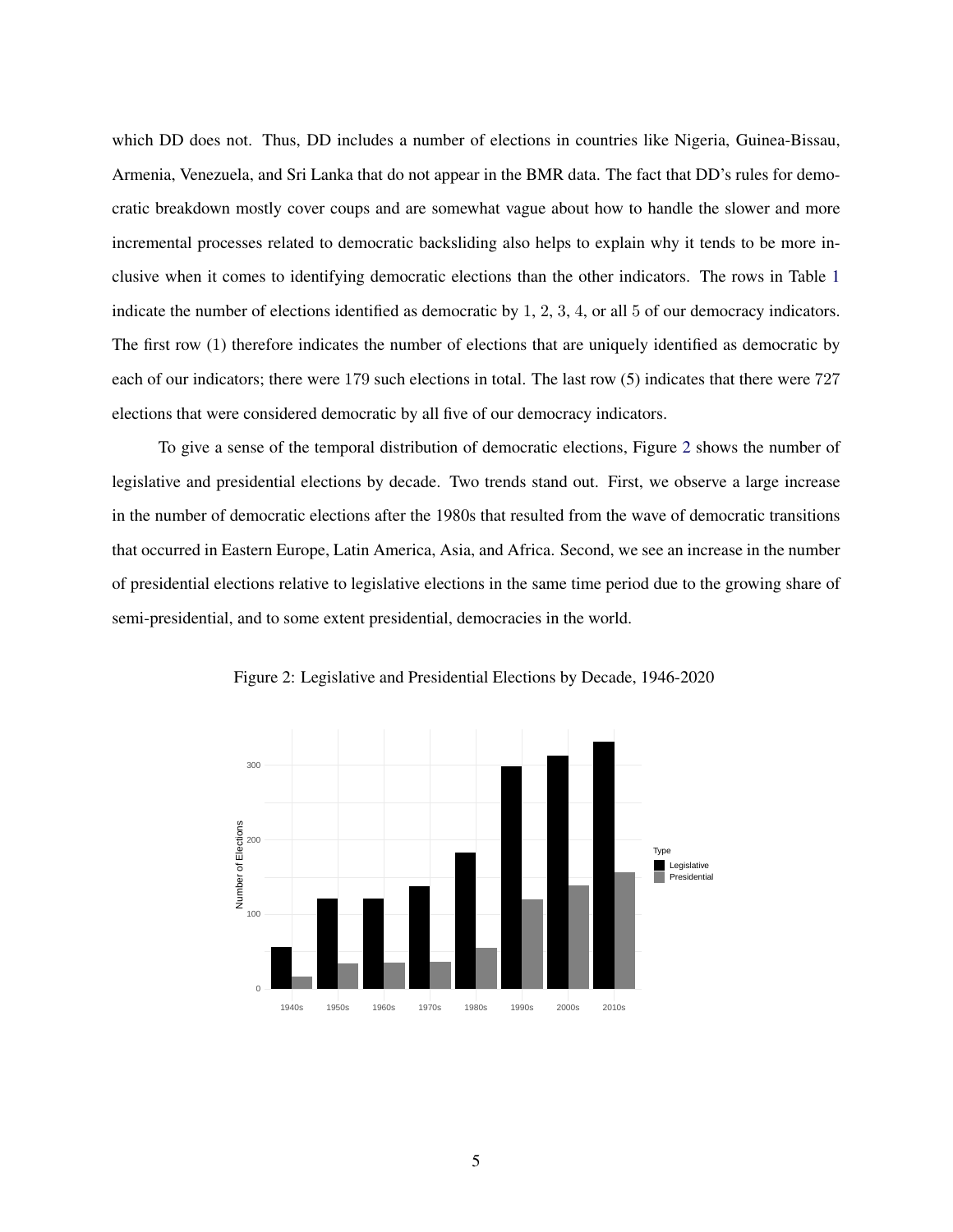which DD does not. Thus, DD includes a number of elections in countries like Nigeria, Guinea-Bissau, Armenia, Venezuela, and Sri Lanka that do not appear in the BMR data. The fact that DD's rules for democratic breakdown mostly cover coups and are somewhat vague about how to handle the slower and more incremental processes related to democratic backsliding also helps to explain why it tends to be more inclusive when it comes to identifying democratic elections than the other indicators. The rows in Table 1 indicate the number of elections identified as democratic by 1, 2, 3, 4, or all 5 of our democracy indicators. The first row (1) therefore indicates the number of elections that are uniquely identified as democratic by each of our indicators; there were 179 such elections in total. The last row (5) indicates that there were 727 elections that were considered democratic by all five of our democracy indicators.

To give a sense of the temporal distribution of democratic elections, Figure 2 shows the number of legislative and presidential elections by decade. Two trends stand out. First, we observe a large increase in the number of democratic elections after the 1980s that resulted from the wave of democratic transitions that occurred in Eastern Europe, Latin America, Asia, and Africa. Second, we see an increase in the number of presidential elections relative to legislative elections in the same time period due to the growing share of semi-presidential, and to some extent presidential, democracies in the world.

Figure 2: Legislative and Presidential Elections by Decade, 1946-2020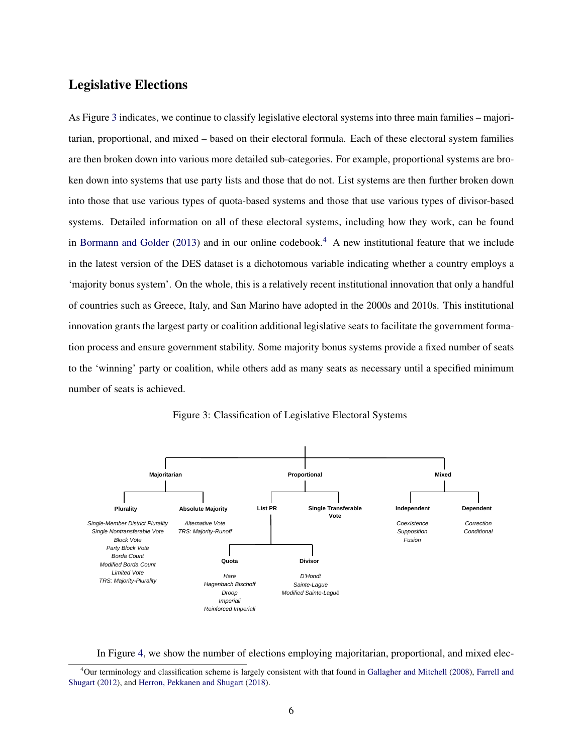## Legislative Elections

As Figure 3 indicates, we continue to classify legislative electoral systems into three main families – majoritarian, proportional, and mixed – based on their electoral formula. Each of these electoral system families are then broken down into various more detailed sub-categories. For example, proportional systems are broken down into systems that use party lists and those that do not. List systems are then further broken down into those that use various types of quota-based systems and those that use various types of divisor-based systems. Detailed information on all of these electoral systems, including how they work, can be found in Bormann and Golder (2013) and in our online codebook.[4] A new institutional feature that we include in the latest version of the DES dataset is a dichotomous variable indicating whether a country employs a 'majority bonus system'. On the whole, this is a relatively recent institutional innovation that only a handful of countries such as Greece, Italy, and San Marino have adopted in the 2000s and 2010s. This institutional innovation grants the largest party or coalition additional legislative seats to facilitate the government formation process and ensure government stability. Some majority bonus systems provide a fixed number of seats to the 'winning' party or coalition, while others add as many seats as necessary until a specified minimum number of seats is achieved.

Figure 3: Classification of Legislative Electoral Systems

- **Majoritarian**
  - **Plurality**: *Single-Member District Plurality*, *Single Nontransferable Vote*, *Block Vote*, *Party Block Vote*, *Borda Count*, *Modified Borda Count*, *Limited Vote*, *TRS: Majority-Plurality*
  - **Absolute Majority**: *Alternative Vote*, *TRS: Majority-Runoff*
- **Proportional**
  - **List PR**
    - **Quota**: *Hare*, *Hagenbach Bischoff*, *Droop*, *Imperiali*, *Reinforced Imperiali*
    - **Divisor**: *D'Hondt*, *Sainte-Laguë*, *Modified Sainte-Laguë*
  - **Single Transferable Vote**
- **Mixed**
  - **Independent**: *Coexistence*, *Supposition*, *Fusion*
  - **Dependent**: *Correction*, *Conditional*

In Figure 4, we show the number of elections employing majoritarian, proportional, and mixed elec-

[4] Our terminology and classification scheme is largely consistent with that found in Gallagher and Mitchell (2008), Farrell and Shugart (2012), and Herron, Pekkanen and Shugart (2018).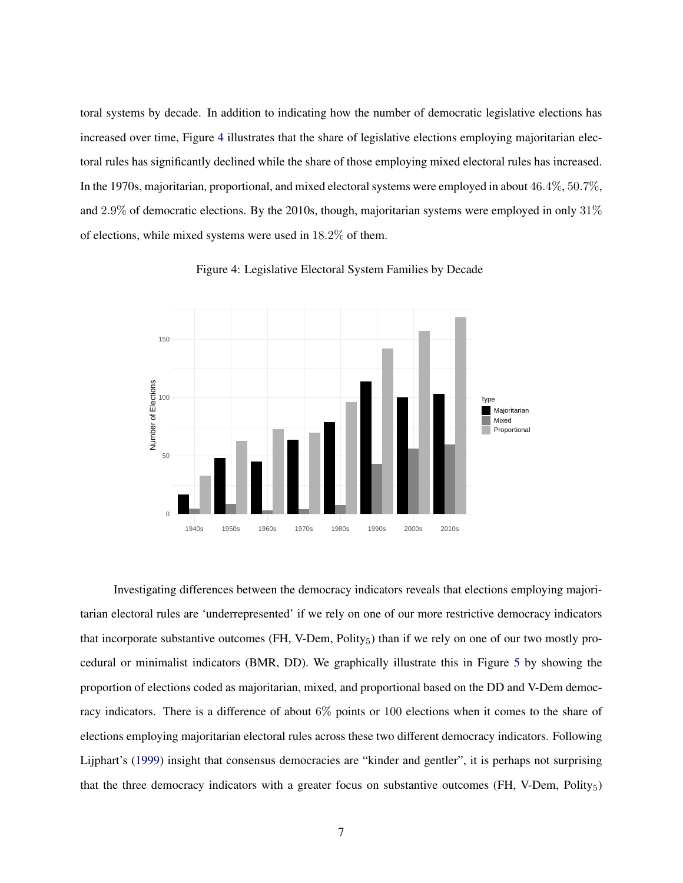toral systems by decade. In addition to indicating how the number of democratic legislative elections has increased over time, Figure 4 illustrates that the share of legislative elections employing majoritarian electoral rules has significantly declined while the share of those employing mixed electoral rules has increased. In the 1970s, majoritarian, proportional, and mixed electoral systems were employed in about $46.4\%$, $50.7\%$, and $2.9\%$ of democratic elections. By the 2010s, though, majoritarian systems were employed in only $31\%$ of elections, while mixed systems were used in $18.2\%$ of them.

Figure 4: Legislative Electoral System Families by Decade

Investigating differences between the democracy indicators reveals that elections employing majoritarian electoral rules are 'underrepresented' if we rely on one of our more restrictive democracy indicators that incorporate substantive outcomes (FH, V-Dem, $\text{Polity}_5$) than if we rely on one of our two mostly procedural or minimalist indicators (BMR, DD). We graphically illustrate this in Figure 5 by showing the proportion of elections coded as majoritarian, mixed, and proportional based on the DD and V-Dem democracy indicators. There is a difference of about $6\%$ points or $100$ elections when it comes to the share of elections employing majoritarian electoral rules across these two different democracy indicators. Following Lijphart's (1999) insight that consensus democracies are "kinder and gentler", it is perhaps not surprising that the three democracy indicators with a greater focus on substantive outcomes (FH, V-Dem, $\text{Polity}_5$)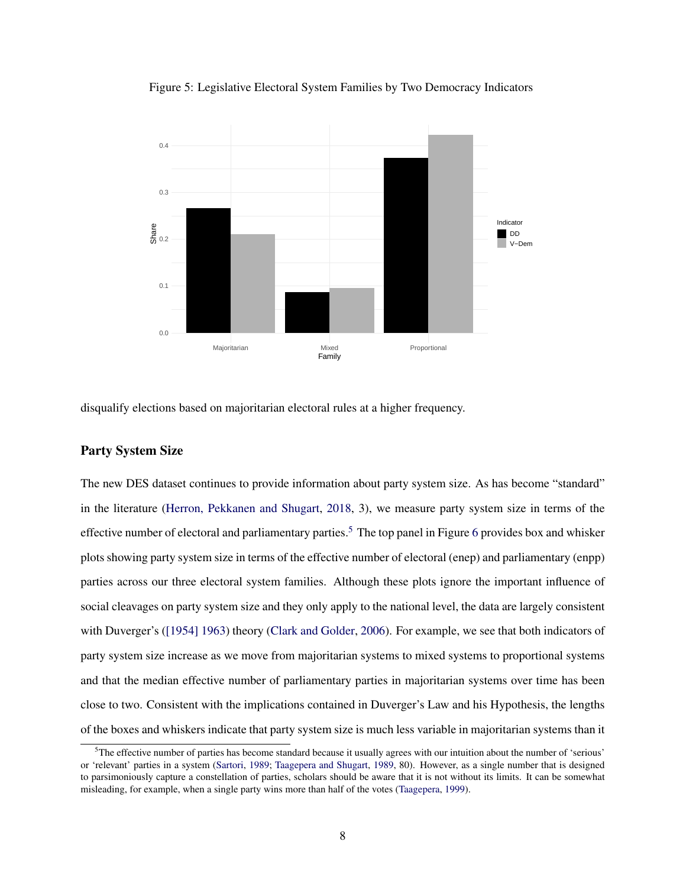Figure 5: Legislative Electoral System Families by Two Democracy Indicators

disqualify elections based on majoritarian electoral rules at a higher frequency.

### Party System Size

The new DES dataset continues to provide information about party system size. As has become "standard" in the literature (Herron, Pekkanen and Shugart, 2018, 3), we measure party system size in terms of the effective number of electoral and parliamentary parties.[5] The top panel in Figure 6 provides box and whisker plots showing party system size in terms of the effective number of electoral (enep) and parliamentary (enpp) parties across our three electoral system families. Although these plots ignore the important influence of social cleavages on party system size and they only apply to the national level, the data are largely consistent with Duverger's ([1954] 1963) theory (Clark and Golder, 2006). For example, we see that both indicators of party system size increase as we move from majoritarian systems to mixed systems to proportional systems and that the median effective number of parliamentary parties in majoritarian systems over time has been close to two. Consistent with the implications contained in Duverger's Law and his Hypothesis, the lengths of the boxes and whiskers indicate that party system size is much less variable in majoritarian systems than it

[5] The effective number of parties has become standard because it usually agrees with our intuition about the number of 'serious' or 'relevant' parties in a system (Sartori, 1989; Taagepera and Shugart, 1989, 80). However, as a single number that is designed to parsimoniously capture a constellation of parties, scholars should be aware that it is not without its limits. It can be somewhat misleading, for example, when a single party wins more than half of the votes (Taagepera, 1999).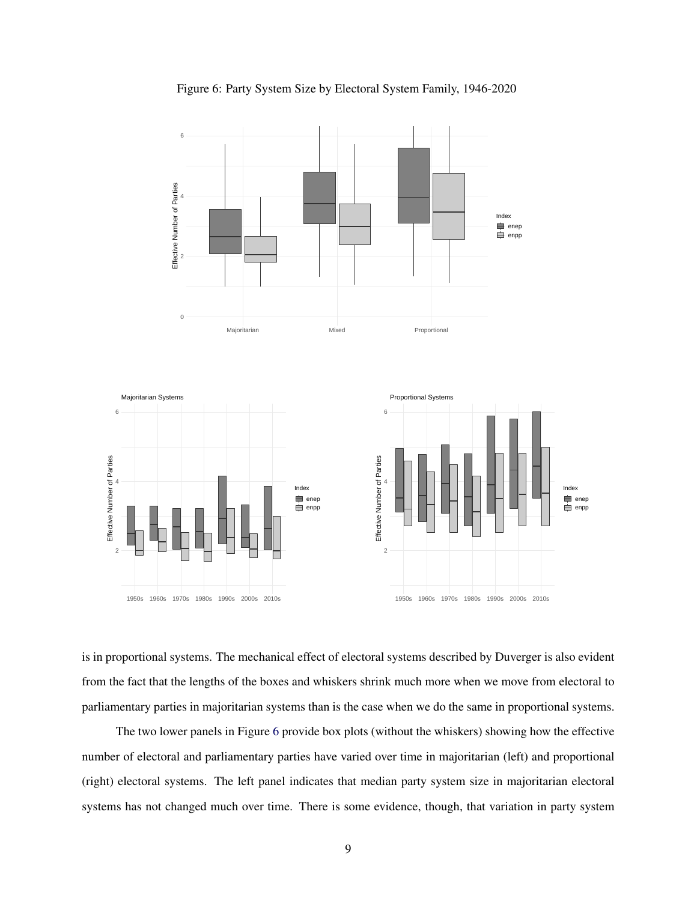Figure 6: Party System Size by Electoral System Family, 1946-2020

is in proportional systems. The mechanical effect of electoral systems described by Duverger is also evident from the fact that the lengths of the boxes and whiskers shrink much more when we move from electoral to parliamentary parties in majoritarian systems than is the case when we do the same in proportional systems.

The two lower panels in Figure 6 provide box plots (without the whiskers) showing how the effective number of electoral and parliamentary parties have varied over time in majoritarian (left) and proportional (right) electoral systems. The left panel indicates that median party system size in majoritarian electoral systems has not changed much over time. There is some evidence, though, that variation in party system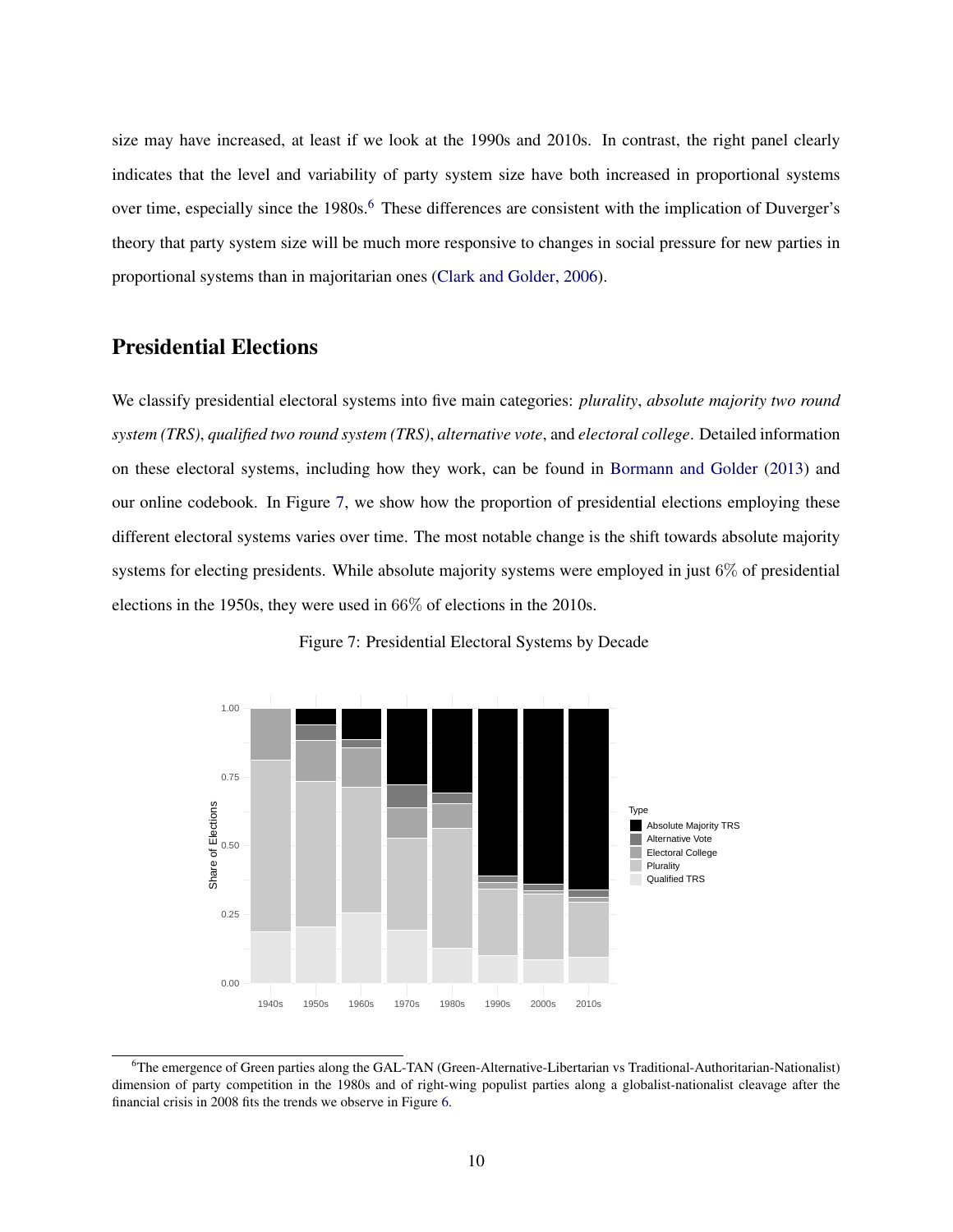size may have increased, at least if we look at the 1990s and 2010s. In contrast, the right panel clearly indicates that the level and variability of party system size have both increased in proportional systems over time, especially since the 1980s.[6] These differences are consistent with the implication of Duverger's theory that party system size will be much more responsive to changes in social pressure for new parties in proportional systems than in majoritarian ones (Clark and Golder, 2006).

## Presidential Elections

We classify presidential electoral systems into five main categories: *plurality*, *absolute majority two round system (TRS)*, *qualified two round system (TRS)*, *alternative vote*, and *electoral college*. Detailed information on these electoral systems, including how they work, can be found in Bormann and Golder (2013) and our online codebook. In Figure 7, we show how the proportion of presidential elections employing these different electoral systems varies over time. The most notable change is the shift towards absolute majority systems for electing presidents. While absolute majority systems were employed in just 6% of presidential elections in the 1950s, they were used in 66% of elections in the 2010s.

Figure 7: Presidential Electoral Systems by Decade

[6] The emergence of Green parties along the GAL-TAN (Green-Alternative-Libertarian vs Traditional-Authoritarian-Nationalist) dimension of party competition in the 1980s and of right-wing populist parties along a globalist-nationalist cleavage after the financial crisis in 2008 fits the trends we observe in Figure 6.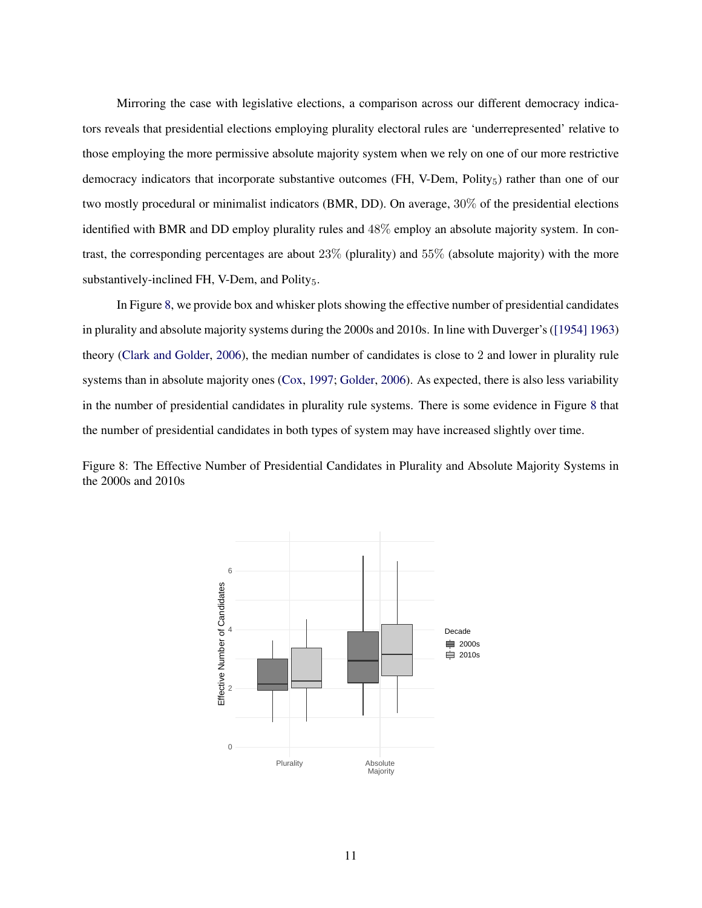Mirroring the case with legislative elections, a comparison across our different democracy indicators reveals that presidential elections employing plurality electoral rules are 'underrepresented' relative to those employing the more permissive absolute majority system when we rely on one of our more restrictive democracy indicators that incorporate substantive outcomes (FH, V-Dem, $\text{Polity}_5$) rather than one of our two mostly procedural or minimalist indicators (BMR, DD). On average, 30% of the presidential elections identified with BMR and DD employ plurality rules and 48% employ an absolute majority system. In contrast, the corresponding percentages are about 23% (plurality) and 55% (absolute majority) with the more substantively-inclined FH, V-Dem, and $\text{Polity}_5$.

In Figure 8, we provide box and whisker plots showing the effective number of presidential candidates in plurality and absolute majority systems during the 2000s and 2010s. In line with Duverger's ([1954] 1963) theory (Clark and Golder, 2006), the median number of candidates is close to 2 and lower in plurality rule systems than in absolute majority ones (Cox, 1997; Golder, 2006). As expected, there is also less variability in the number of presidential candidates in plurality rule systems. There is some evidence in Figure 8 that the number of presidential candidates in both types of system may have increased slightly over time.

Figure 8: The Effective Number of Presidential Candidates in Plurality and Absolute Majority Systems in the 2000s and 2010s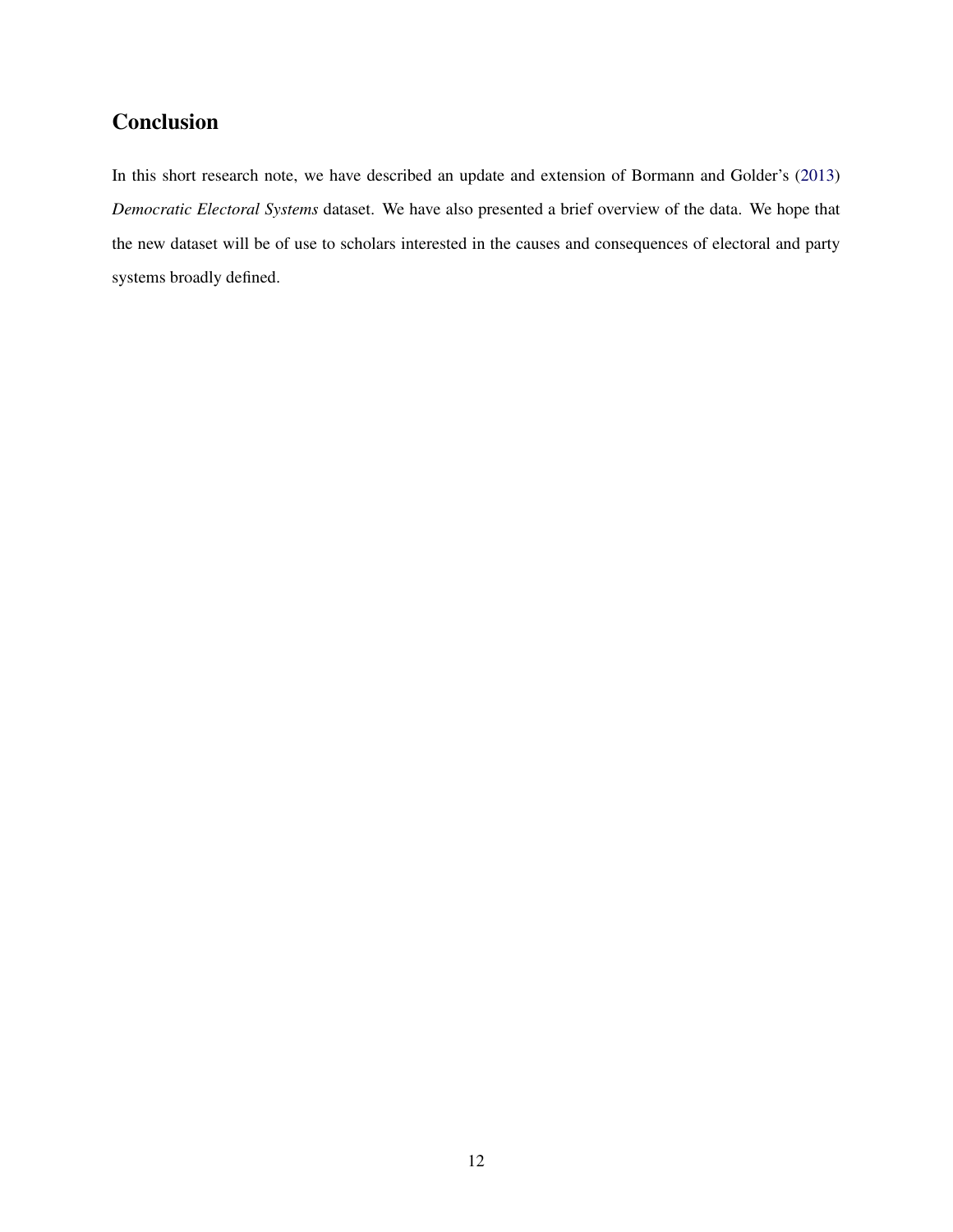## Conclusion

In this short research note, we have described an update and extension of Bormann and Golder's (2013) *Democratic Electoral Systems* dataset. We have also presented a brief overview of the data. We hope that the new dataset will be of use to scholars interested in the causes and consequences of electoral and party systems broadly defined.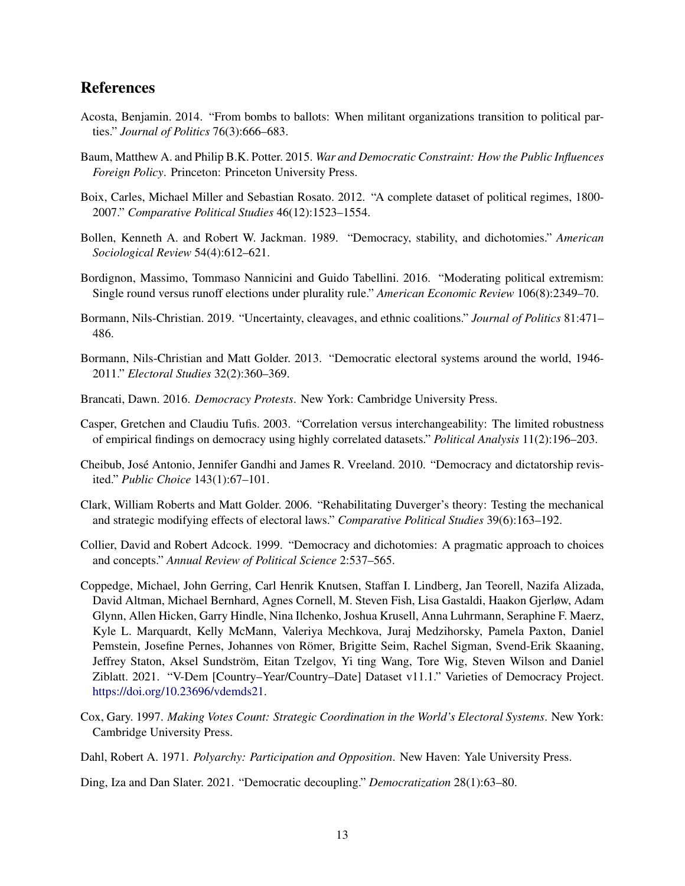# References

Acosta, Benjamin. 2014. "From bombs to ballots: When militant organizations transition to political parties." *Journal of Politics* 76(3):666–683.

Baum, Matthew A. and Philip B.K. Potter. 2015. *War and Democratic Constraint: How the Public Influences Foreign Policy*. Princeton: Princeton University Press.

Boix, Carles, Michael Miller and Sebastian Rosato. 2012. "A complete dataset of political regimes, 1800-2007." *Comparative Political Studies* 46(12):1523–1554.

Bollen, Kenneth A. and Robert W. Jackman. 1989. "Democracy, stability, and dichotomies." *American Sociological Review* 54(4):612–621.

Bordignon, Massimo, Tommaso Nannicini and Guido Tabellini. 2016. "Moderating political extremism: Single round versus runoff elections under plurality rule." *American Economic Review* 106(8):2349–70.

Bormann, Nils-Christian. 2019. "Uncertainty, cleavages, and ethnic coalitions." *Journal of Politics* 81:471–486.

Bormann, Nils-Christian and Matt Golder. 2013. "Democratic electoral systems around the world, 1946-2011." *Electoral Studies* 32(2):360–369.

Brancati, Dawn. 2016. *Democracy Protests*. New York: Cambridge University Press.

Casper, Gretchen and Claudiu Tufis. 2003. "Correlation versus interchangeability: The limited robustness of empirical findings on democracy using highly correlated datasets." *Political Analysis* 11(2):196–203.

Cheibub, José Antonio, Jennifer Gandhi and James R. Vreeland. 2010. "Democracy and dictatorship revisited." *Public Choice* 143(1):67–101.

Clark, William Roberts and Matt Golder. 2006. "Rehabilitating Duverger's theory: Testing the mechanical and strategic modifying effects of electoral laws." *Comparative Political Studies* 39(6):163–192.

Collier, David and Robert Adcock. 1999. "Democracy and dichotomies: A pragmatic approach to choices and concepts." *Annual Review of Political Science* 2:537–565.

Coppedge, Michael, John Gerring, Carl Henrik Knutsen, Staffan I. Lindberg, Jan Teorell, Nazifa Alizada, David Altman, Michael Bernhard, Agnes Cornell, M. Steven Fish, Lisa Gastaldi, Haakon Gjerløw, Adam Glynn, Allen Hicken, Garry Hindle, Nina Ilchenko, Joshua Krusell, Anna Luhrmann, Seraphine F. Maerz, Kyle L. Marquardt, Kelly McMann, Valeriya Mechkova, Juraj Medzihorsky, Pamela Paxton, Daniel Pemstein, Josefine Pernes, Johannes von Römer, Brigitte Seim, Rachel Sigman, Svend-Erik Skaaning, Jeffrey Staton, Aksel Sundström, Eitan Tzelgov, Yi ting Wang, Tore Wig, Steven Wilson and Daniel Ziblatt. 2021. "V-Dem [Country–Year/Country–Date] Dataset v11.1." Varieties of Democracy Project. https://doi.org/10.23696/vdemds21.

Cox, Gary. 1997. *Making Votes Count: Strategic Coordination in the World's Electoral Systems*. New York: Cambridge University Press.

Dahl, Robert A. 1971. *Polyarchy: Participation and Opposition*. New Haven: Yale University Press.

Ding, Iza and Dan Slater. 2021. "Democratic decoupling." *Democratization* 28(1):63–80.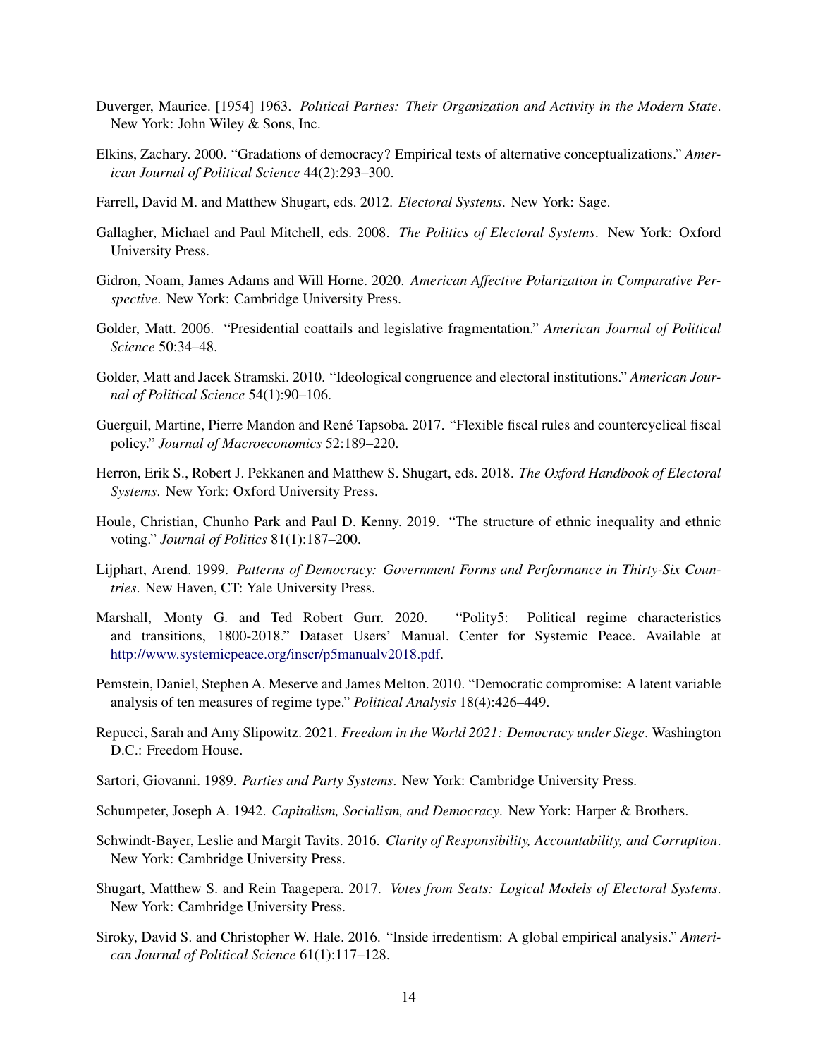Duverger, Maurice. [1954] 1963. *Political Parties: Their Organization and Activity in the Modern State*. New York: John Wiley & Sons, Inc.

Elkins, Zachary. 2000. "Gradations of democracy? Empirical tests of alternative conceptualizations." *American Journal of Political Science* 44(2):293–300.

Farrell, David M. and Matthew Shugart, eds. 2012. *Electoral Systems*. New York: Sage.

Gallagher, Michael and Paul Mitchell, eds. 2008. *The Politics of Electoral Systems*. New York: Oxford University Press.

Gidron, Noam, James Adams and Will Horne. 2020. *American Affective Polarization in Comparative Perspective*. New York: Cambridge University Press.

Golder, Matt. 2006. "Presidential coattails and legislative fragmentation." *American Journal of Political Science* 50:34–48.

Golder, Matt and Jacek Stramski. 2010. "Ideological congruence and electoral institutions." *American Journal of Political Science* 54(1):90–106.

Guerguil, Martine, Pierre Mandon and René Tapsoba. 2017. "Flexible fiscal rules and countercyclical fiscal policy." *Journal of Macroeconomics* 52:189–220.

Herron, Erik S., Robert J. Pekkanen and Matthew S. Shugart, eds. 2018. *The Oxford Handbook of Electoral Systems*. New York: Oxford University Press.

Houle, Christian, Chunho Park and Paul D. Kenny. 2019. "The structure of ethnic inequality and ethnic voting." *Journal of Politics* 81(1):187–200.

Lijphart, Arend. 1999. *Patterns of Democracy: Government Forms and Performance in Thirty-Six Countries*. New Haven, CT: Yale University Press.

Marshall, Monty G. and Ted Robert Gurr. 2020. "Polity5: Political regime characteristics and transitions, 1800-2018." Dataset Users' Manual. Center for Systemic Peace. Available at http://www.systemicpeace.org/inscr/p5manualv2018.pdf.

Pemstein, Daniel, Stephen A. Meserve and James Melton. 2010. "Democratic compromise: A latent variable analysis of ten measures of regime type." *Political Analysis* 18(4):426–449.

Repucci, Sarah and Amy Slipowitz. 2021. *Freedom in the World 2021: Democracy under Siege*. Washington D.C.: Freedom House.

Sartori, Giovanni. 1989. *Parties and Party Systems*. New York: Cambridge University Press.

Schumpeter, Joseph A. 1942. *Capitalism, Socialism, and Democracy*. New York: Harper & Brothers.

Schwindt-Bayer, Leslie and Margit Tavits. 2016. *Clarity of Responsibility, Accountability, and Corruption*. New York: Cambridge University Press.

Shugart, Matthew S. and Rein Taagepera. 2017. *Votes from Seats: Logical Models of Electoral Systems*. New York: Cambridge University Press.

Siroky, David S. and Christopher W. Hale. 2016. "Inside irredentism: A global empirical analysis." *American Journal of Political Science* 61(1):117–128.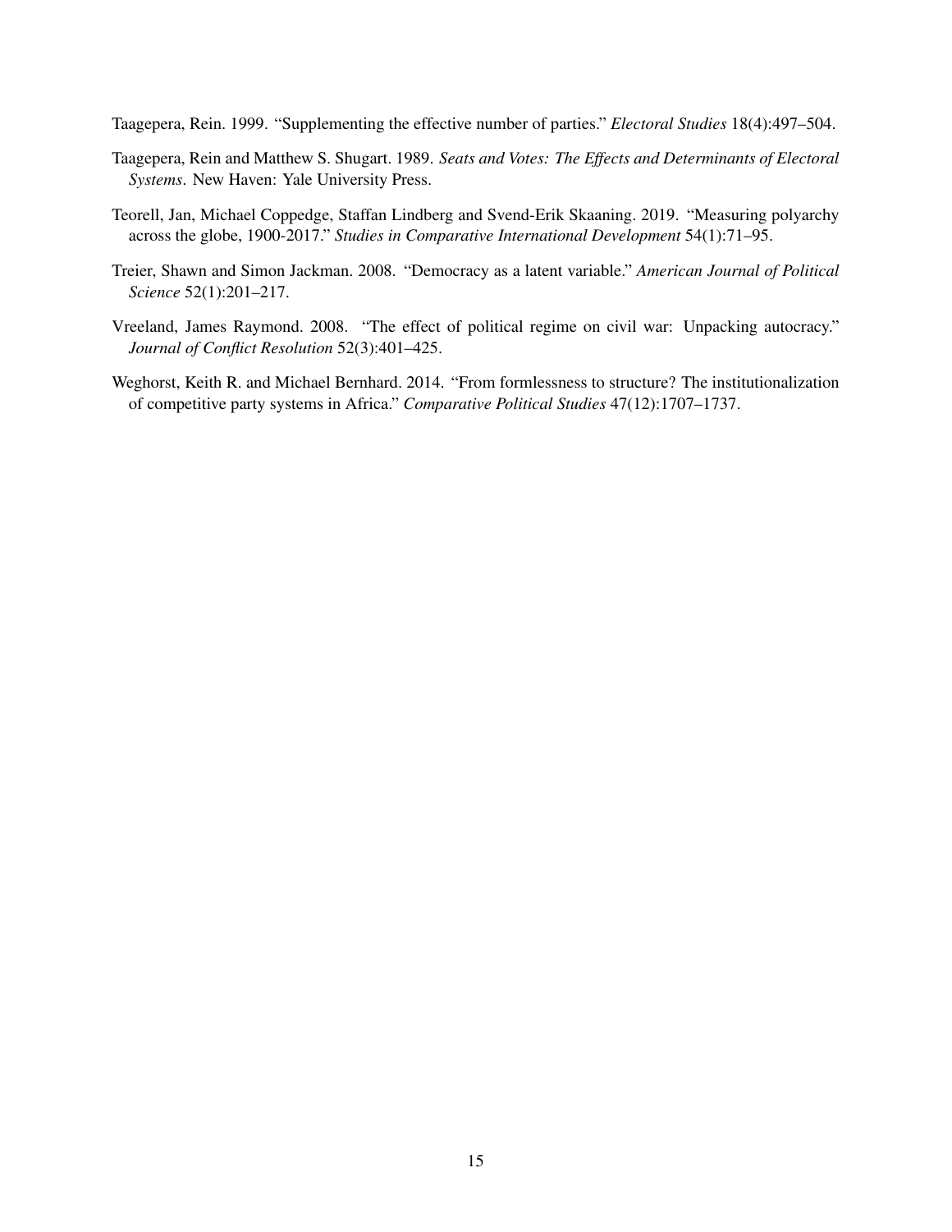Taagepera, Rein. 1999. "Supplementing the effective number of parties." *Electoral Studies* 18(4):497–504.

Taagepera, Rein and Matthew S. Shugart. 1989. *Seats and Votes: The Effects and Determinants of Electoral Systems*. New Haven: Yale University Press.

Teorell, Jan, Michael Coppedge, Staffan Lindberg and Svend-Erik Skaaning. 2019. "Measuring polyarchy across the globe, 1900-2017." *Studies in Comparative International Development* 54(1):71–95.

Treier, Shawn and Simon Jackman. 2008. "Democracy as a latent variable." *American Journal of Political Science* 52(1):201–217.

Vreeland, James Raymond. 2008. "The effect of political regime on civil war: Unpacking autocracy." *Journal of Conflict Resolution* 52(3):401–425.

Weghorst, Keith R. and Michael Bernhard. 2014. "From formlessness to structure? The institutionalization of competitive party systems in Africa." *Comparative Political Studies* 47(12):1707–1737.